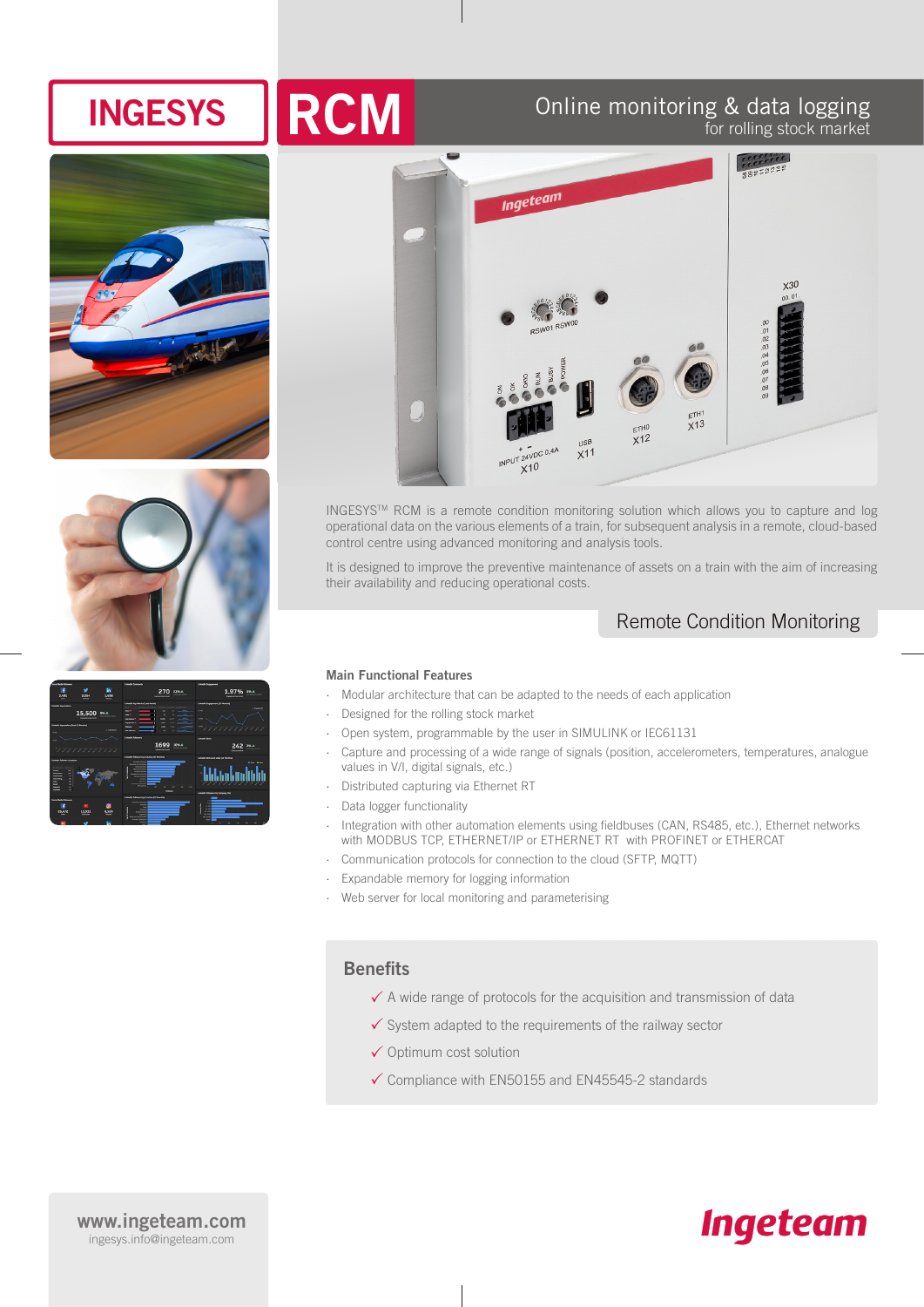# INGESYS RCM

## Online monitoring & data logging for rolling stock market

INGESYS™ RCM is a remote condition monitoring solution which allows you to capture and log operational data on the various elements of a train, for subsequent analysis in a remote, cloud-based control centre using advanced monitoring and analysis tools.

It is designed to improve the preventive maintenance of assets on a train with the aim of increasing their availability and reducing operational costs.

## Remote Condition Monitoring

### Main Functional Features

- Modular architecture that can be adapted to the needs of each application
- Designed for the rolling stock market
- Open system, programmable by the user in SIMULINK or IEC61131
- Capture and processing of a wide range of signals (position, accelerometers, temperatures, analogue values in V/I, digital signals, etc.)
- Distributed capturing via Ethernet RT
- Data logger functionality
- Integration with other automation elements using fieldbuses (CAN, RS485, etc.), Ethernet networks with MODBUS TCP, ETHERNET/IP or ETHERNET RT with PROFINET or ETHERCAT
- Communication protocols for connection to the cloud (SFTP, MQTT)
- Expandable memory for logging information
- Web server for local monitoring and parameterising

### Benefits

- ✓ A wide range of protocols for the acquisition and transmission of data
- ✓ System adapted to the requirements of the railway sector
- ✓ Optimum cost solution
- ✓ Compliance with EN50155 and EN45545-2 standards

**www.ingeteam.com**
ingesys.info@ingeteam.com

Ingeteam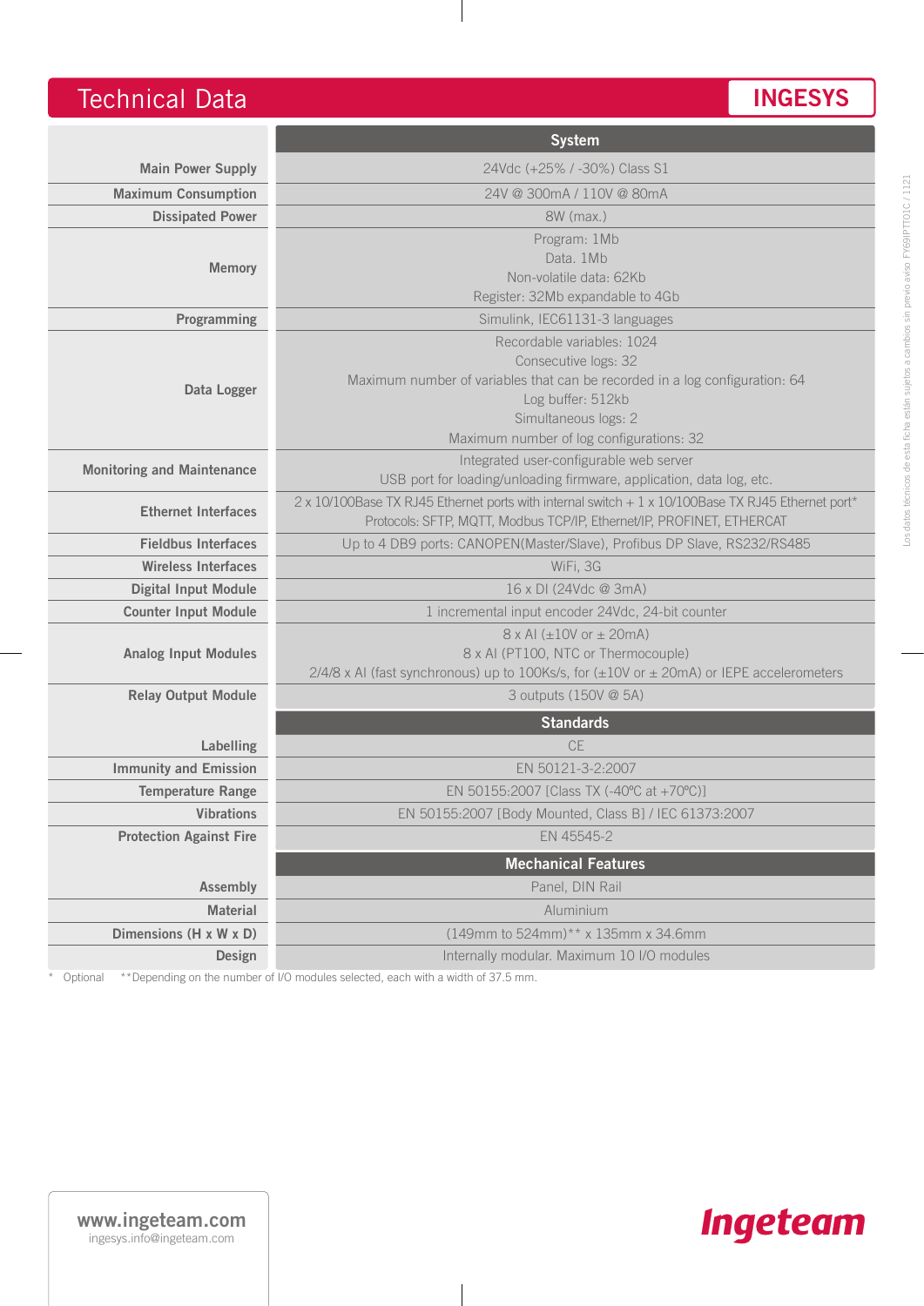# Technical Data

**INGESYS**

| | System |
|---|---|
| **Main Power Supply** | 24Vdc (+25% / -30%) Class S1 |
| **Maximum Consumption** | 24V @ 300mA / 110V @ 80mA |
| **Dissipated Power** | 8W (max.) |
| **Memory** | Program: 1Mb<br>Data. 1Mb<br>Non-volatile data: 62Kb<br>Register: 32Mb expandable to 4Gb |
| **Programming** | Simulink, IEC61131-3 languages |
| **Data Logger** | Recordable variables: 1024<br>Consecutive logs: 32<br>Maximum number of variables that can be recorded in a log configuration: 64<br>Log buffer: 512kb<br>Simultaneous logs: 2<br>Maximum number of log configurations: 32 |
| **Monitoring and Maintenance** | Integrated user-configurable web server<br>USB port for loading/unloading firmware, application, data log, etc. |
| **Ethernet Interfaces** | 2 x 10/100Base TX RJ45 Ethernet ports with internal switch + 1 x 10/100Base TX RJ45 Ethernet port*<br>Protocols: SFTP, MQTT, Modbus TCP/IP, Ethernet/IP, PROFINET, ETHERCAT |
| **Fieldbus Interfaces** | Up to 4 DB9 ports: CANOPEN(Master/Slave), Profibus DP Slave, RS232/RS485 |
| **Wireless Interfaces** | WiFi, 3G |
| **Digital Input Module** | 16 x DI (24Vdc @ 3mA) |
| **Counter Input Module** | 1 incremental input encoder 24Vdc, 24-bit counter |
| **Analog Input Modules** | 8 x AI (±10V or ± 20mA)<br>8 x AI (PT100, NTC or Thermocouple)<br>2/4/8 x AI (fast synchronous) up to 100Ks/s, for (±10V or ± 20mA) or IEPE accelerometers |
| **Relay Output Module** | 3 outputs (150V @ 5A) |
| | **Standards** |
| **Labelling** | CE |
| **Immunity and Emission** | EN 50121-3-2:2007 |
| **Temperature Range** | EN 50155:2007 [Class TX (-40ºC at +70ºC)] |
| **Vibrations** | EN 50155:2007 [Body Mounted, Class B] / IEC 61373:2007 |
| **Protection Against Fire** | EN 45545-2 |
| | **Mechanical Features** |
| **Assembly** | Panel, DIN Rail |
| **Material** | Aluminium |
| **Dimensions (H x W x D)** | (149mm to 524mm)** x 135mm x 34.6mm |
| **Design** | Internally modular. Maximum 10 I/O modules |

\* Optional  **Depending on the number of I/O modules selected, each with a width of 37.5 mm.

Los datos técnicos de esta ficha están sujetos a cambios sin previo aviso FY69IPTT01C / 1121

**www.ingeteam.com**
ingesys.info@ingeteam.com

**Ingeteam**